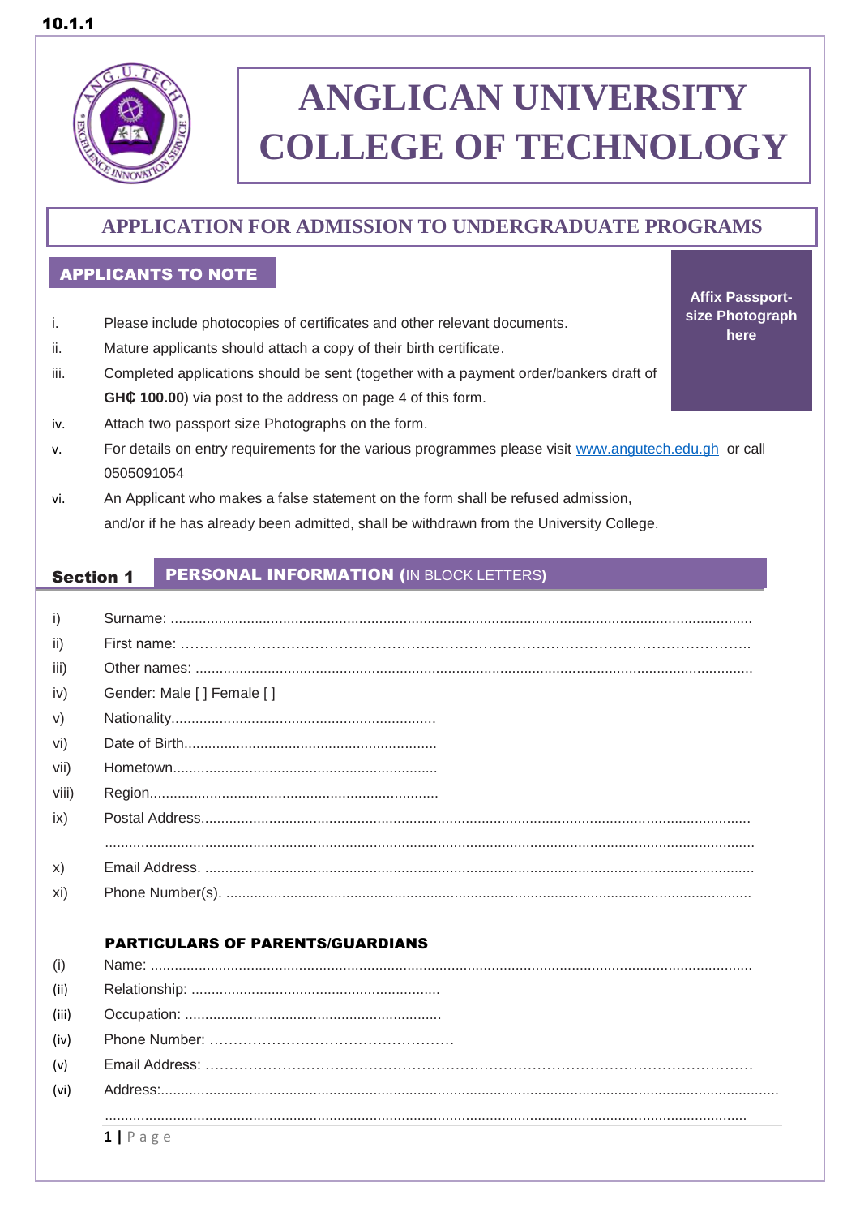10.1.1

# ANGLICAN UNIVERSITY COLLEGE OF TECHNOLOGY

## APPLICATION FOR ADMISSION TO UNDERGRADUATE PROGRAMS

### APPLICANTS TO NOTE

**Affix Passport-size Photograph here**

i. Please include photocopies of certificates and other relevant documents.

ii. Mature applicants should attach a copy of their birth certificate.

iii. Completed applications should be sent (together with a payment order/bankers draft of **GH₵ 100.00**) via post to the address on page 4 of this form.

iv. Attach two passport size Photographs on the form.

v. For details on entry requirements for the various programmes please visit www.angutech.edu.gh or call 0505091054

vi. An Applicant who makes a false statement on the form shall be refused admission, and/or if he has already been admitted, shall be withdrawn from the University College.

### Section 1 PERSONAL INFORMATION (IN BLOCK LETTERS)

i) Surname: ............................................................................................................................................

ii) First name: …………………………………………………………………………………………………..

iii) Other names: .......................................................................................................................................

iv) Gender: Male [ ] Female [ ]

v) Nationality.................................................................

vi) Date of Birth.............................................................

vii) Hometown.................................................................

viii) Region.......................................................................

ix) Postal Address......................................................................................................................................

.........................................................................................................................................................

x) Email Address. ......................................................................................................................................

xi) Phone Number(s). ................................................................................................................................

**PARTICULARS OF PARENTS/GUARDIANS**

(i) Name: ..................................................................................................................................................

(ii) Relationship: ............................................................

(iii) Occupation: ...............................................................

(iv) Phone Number: ……………………………………………

(v) Email Address: ……………………………………………………………………………………………

(vi) Address:.......................................................................................................................................................

.........................................................................................................................................................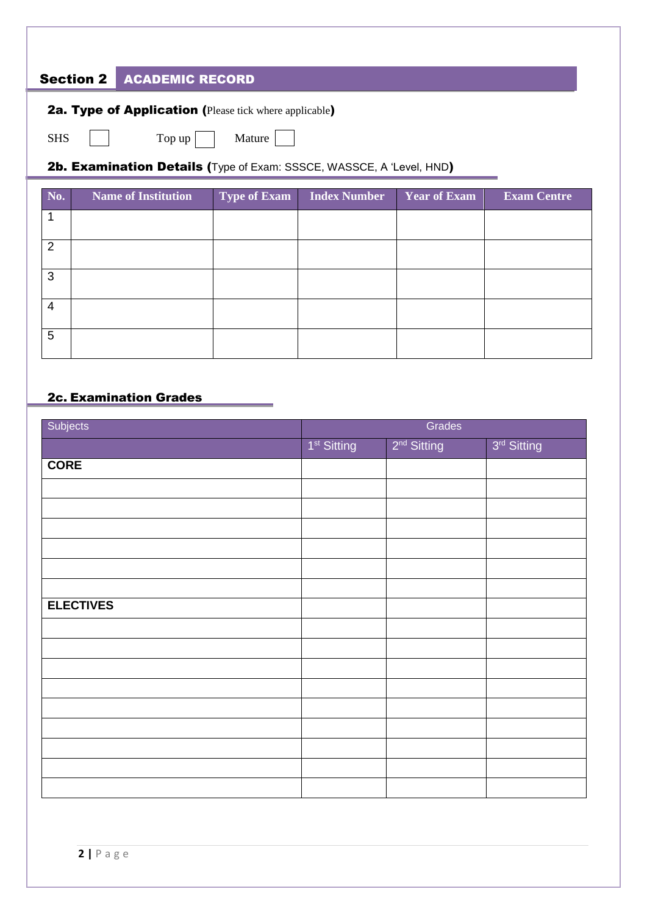## Section 2 ACADEMIC RECORD

### 2a. Type of Application (Please tick where applicable)

SHS ☐ Top up ☐ Mature ☐

### 2b. Examination Details (Type of Exam: SSSCE, WASSCE, A 'Level, HND)

| No. | Name of Institution | Type of Exam | Index Number | Year of Exam | Exam Centre |
|---|---|---|---|---|---|
| 1 | | | | | |
| 2 | | | | | |
| 3 | | | | | |
| 4 | | | | | |
| 5 | | | | | |

### 2c. Examination Grades

| Subjects | Grades | | |
|---|---|---|---|
| | 1st Sitting | 2nd Sitting | 3rd Sitting |
| **CORE** | | | |
| | | | |
| | | | |
| | | | |
| | | | |
| | | | |
| | | | |
| **ELECTIVES** | | | |
| | | | |
| | | | |
| | | | |
| | | | |
| | | | |
| | | | |
| | | | |
| | | | |
| | | | |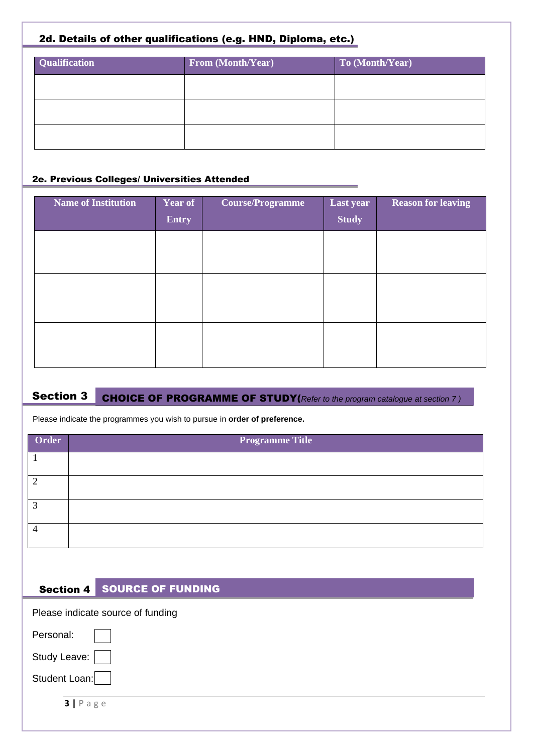### 2d. Details of other qualifications (e.g. HND, Diploma, etc.)

| Qualification | From (Month/Year) | To (Month/Year) |
|---|---|---|
| | | |
| | | |
| | | |

### 2e. Previous Colleges/ Universities Attended

| Name of Institution | Year of Entry | Course/Programme | Last year Study | Reason for leaving |
|---|---|---|---|---|
| | | | | |
| | | | | |
| | | | | |

## Section 3 CHOICE OF PROGRAMME OF STUDY(*Refer to the program catalogue at section 7 )*

Please indicate the programmes you wish to pursue in **order of preference.**

| Order | Programme Title |
|---|---|
| 1 | |
| 2 | |
| 3 | |
| 4 | |

## Section 4 SOURCE OF FUNDING

Please indicate source of funding

Personal: ☐

Study Leave: ☐

Student Loan: ☐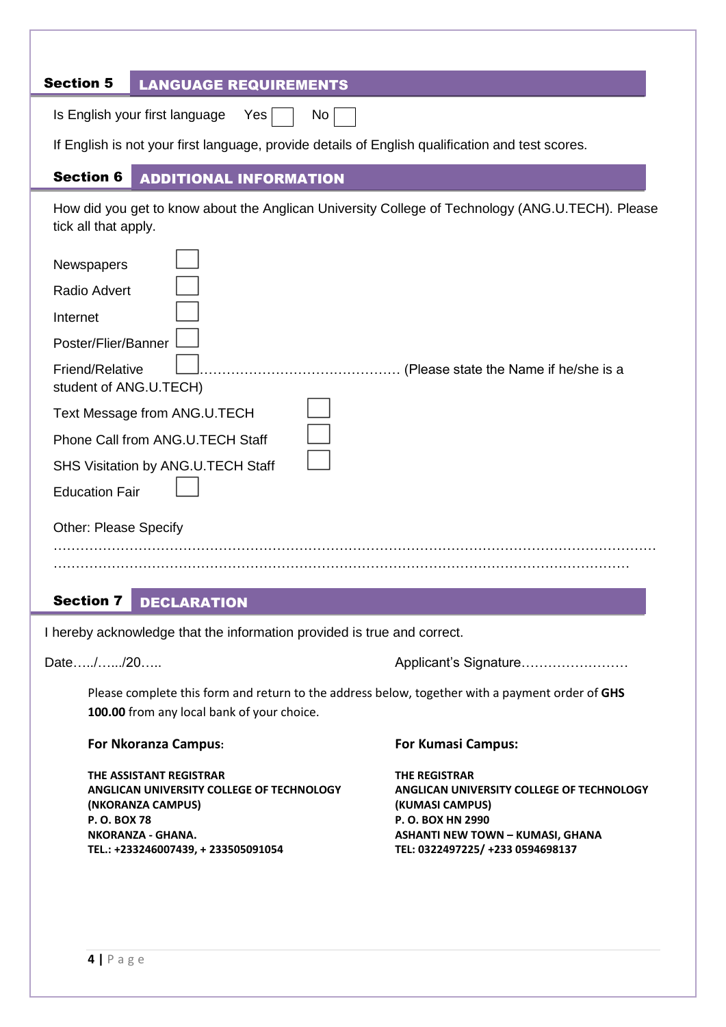## Section 5 LANGUAGE REQUIREMENTS

Is English your first language Yes ☐ No ☐

If English is not your first language, provide details of English qualification and test scores.

## Section 6 ADDITIONAL INFORMATION

How did you get to know about the Anglican University College of Technology (ANG.U.TECH). Please tick all that apply.

- Newspapers ☐
- Radio Advert ☐
- Internet ☐
- Poster/Flier/Banner ☐
- Friend/Relative ☐……………………………………… (Please state the Name if he/she is a student of ANG.U.TECH)
- Text Message from ANG.U.TECH ☐
- Phone Call from ANG.U.TECH Staff ☐
- SHS Visitation by ANG.U.TECH Staff ☐
- Education Fair ☐

Other: Please Specify

…………………………………………………………………………………………………………………

…………………………………………………………………………………………………………………

## Section 7 DECLARATION

I hereby acknowledge that the information provided is true and correct.

Date…../…../20…..                                                    Applicant's Signature……………………

Please complete this form and return to the address below, together with a payment order of **GHS 100.00** from any local bank of your choice.

**For Nkoranza Campus:**

**THE ASSISTANT REGISTRAR**
**ANGLICAN UNIVERSITY COLLEGE OF TECHNOLOGY**
**(NKORANZA CAMPUS)**
**P. O. BOX 78**
**NKORANZA - GHANA.**
**TEL.: +233246007439, + 233505091054**

**For Kumasi Campus:**

**THE REGISTRAR**
**ANGLICAN UNIVERSITY COLLEGE OF TECHNOLOGY**
**(KUMASI CAMPUS)**
**P. O. BOX HN 2990**
**ASHANTI NEW TOWN – KUMASI, GHANA**
**TEL: 0322497225/ +233 0594698137**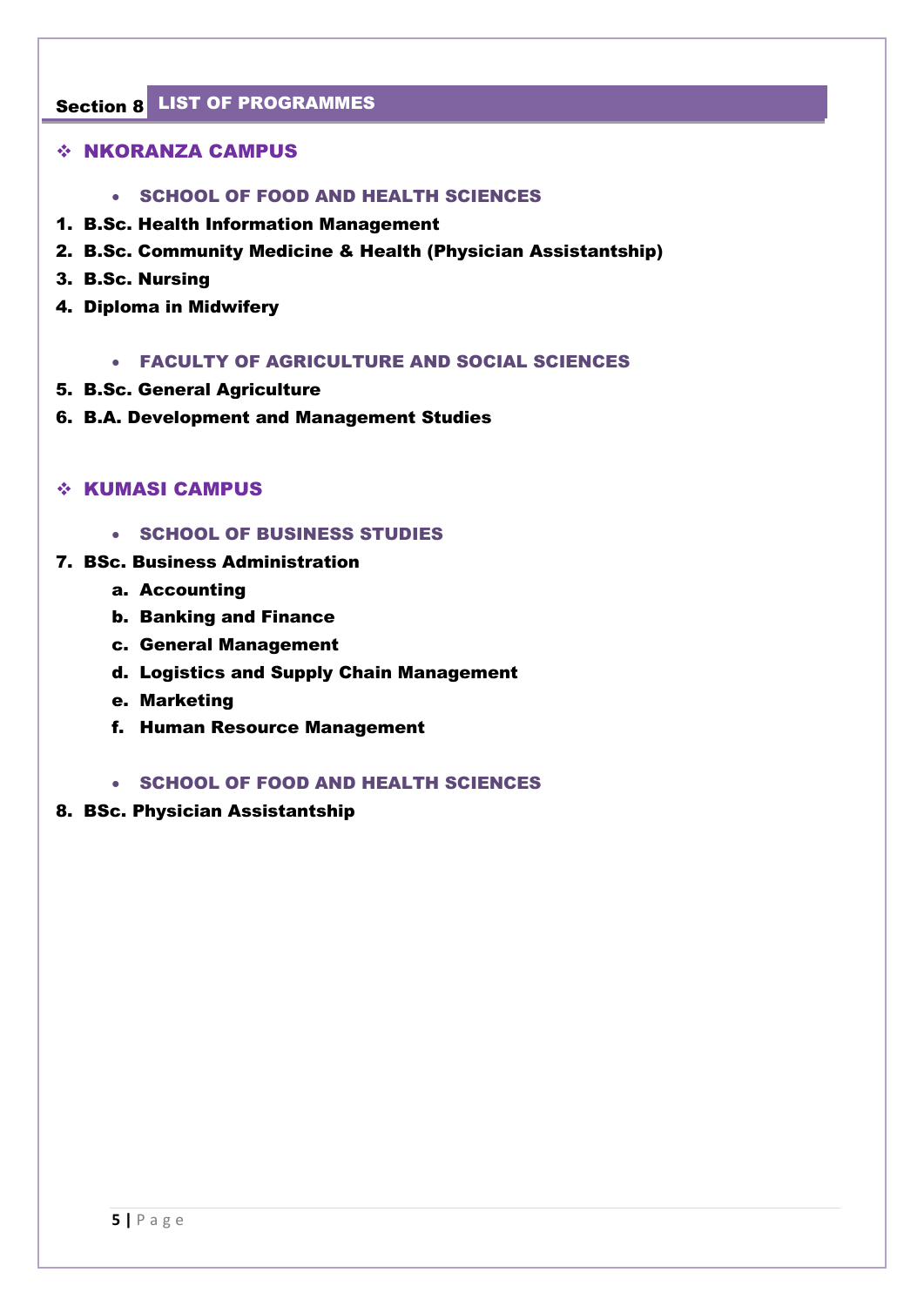## Section 8 LIST OF PROGRAMMES

### NKORANZA CAMPUS

- **SCHOOL OF FOOD AND HEALTH SCIENCES**

1. **B.Sc. Health Information Management**
2. **B.Sc. Community Medicine & Health (Physician Assistantship)**
3. **B.Sc. Nursing**
4. **Diploma in Midwifery**

- **FACULTY OF AGRICULTURE AND SOCIAL SCIENCES**

5. **B.Sc. General Agriculture**
6. **B.A. Development and Management Studies**

### KUMASI CAMPUS

- **SCHOOL OF BUSINESS STUDIES**

7. **BSc. Business Administration**
   a. **Accounting**
   b. **Banking and Finance**
   c. **General Management**
   d. **Logistics and Supply Chain Management**
   e. **Marketing**
   f. **Human Resource Management**

- **SCHOOL OF FOOD AND HEALTH SCIENCES**

8. **BSc. Physician Assistantship**